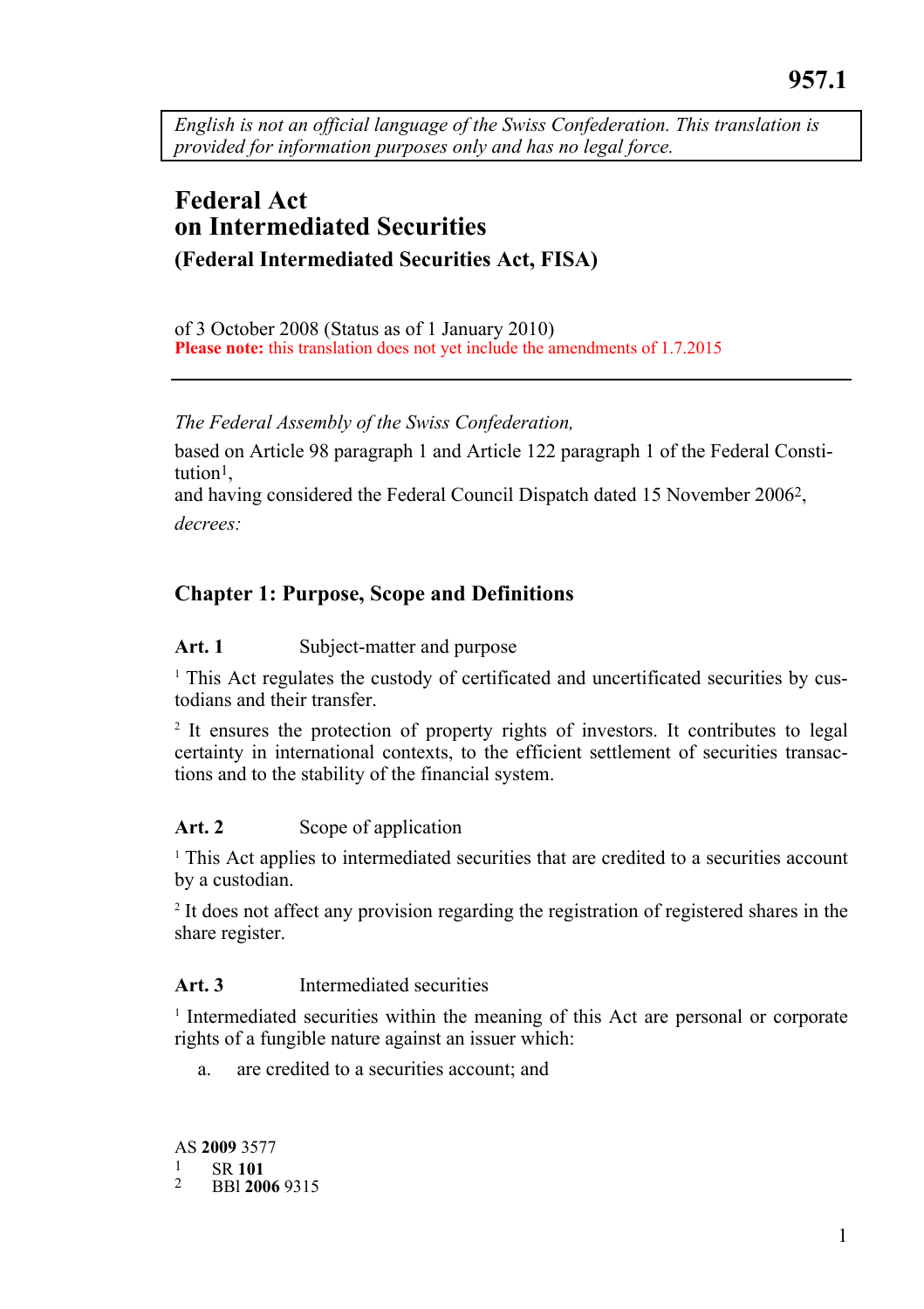957.1

*English is not an official language of the Swiss Confederation. This translation is provided for information purposes only and has no legal force.*

# Federal Act on Intermediated Securities
## (Federal Intermediated Securities Act, FISA)

of 3 October 2008 (Status as of 1 January 2010)
**Please note:** this translation does not yet include the amendments of 1.7.2015

---

*The Federal Assembly of the Swiss Confederation,*

based on Article 98 paragraph 1 and Article 122 paragraph 1 of the Federal Constitution[1],
and having considered the Federal Council Dispatch dated 15 November 2006[2],
*decrees:*

## Chapter 1: Purpose, Scope and Definitions

### Art. 1 Subject-matter and purpose

[1] This Act regulates the custody of certificated and uncertificated securities by custodians and their transfer.

[2] It ensures the protection of property rights of investors. It contributes to legal certainty in international contexts, to the efficient settlement of securities transactions and to the stability of the financial system.

### Art. 2 Scope of application

[1] This Act applies to intermediated securities that are credited to a securities account by a custodian.

[2] It does not affect any provision regarding the registration of registered shares in the share register.

### Art. 3 Intermediated securities

[1] Intermediated securities within the meaning of this Act are personal or corporate rights of a fungible nature against an issuer which:

a. are credited to a securities account; and

---

AS **2009** 3577
1 SR **101**
2 BBl **2006** 9315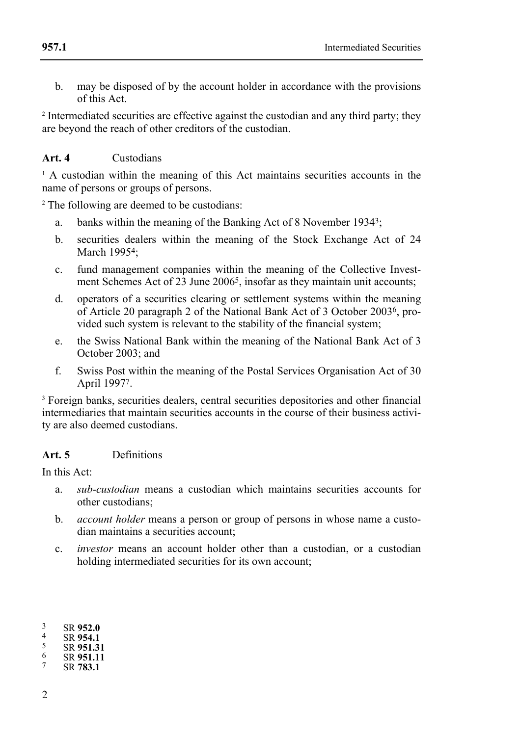b. may be disposed of by the account holder in accordance with the provisions of this Act.

[2] Intermediated securities are effective against the custodian and any third party; they are beyond the reach of other creditors of the custodian.

**Art. 4** Custodians

[1] A custodian within the meaning of this Act maintains securities accounts in the name of persons or groups of persons.

[2] The following are deemed to be custodians:

a. banks within the meaning of the Banking Act of 8 November 1934[3];

b. securities dealers within the meaning of the Stock Exchange Act of 24 March 1995[4];

c. fund management companies within the meaning of the Collective Investment Schemes Act of 23 June 2006[5], insofar as they maintain unit accounts;

d. operators of a securities clearing or settlement systems within the meaning of Article 20 paragraph 2 of the National Bank Act of 3 October 2003[6], provided such system is relevant to the stability of the financial system;

e. the Swiss National Bank within the meaning of the National Bank Act of 3 October 2003; and

f. Swiss Post within the meaning of the Postal Services Organisation Act of 30 April 1997[7].

[3] Foreign banks, securities dealers, central securities depositories and other financial intermediaries that maintain securities accounts in the course of their business activity are also deemed custodians.

**Art. 5** Definitions

In this Act:

a. *sub-custodian* means a custodian which maintains securities accounts for other custodians;

b. *account holder* means a person or group of persons in whose name a custodian maintains a securities account;

c. *investor* means an account holder other than a custodian, or a custodian holding intermediated securities for its own account;

---

[3] SR **952.0**
[4] SR **954.1**
[5] SR **951.31**
[6] SR **951.11**
[7] SR **783.1**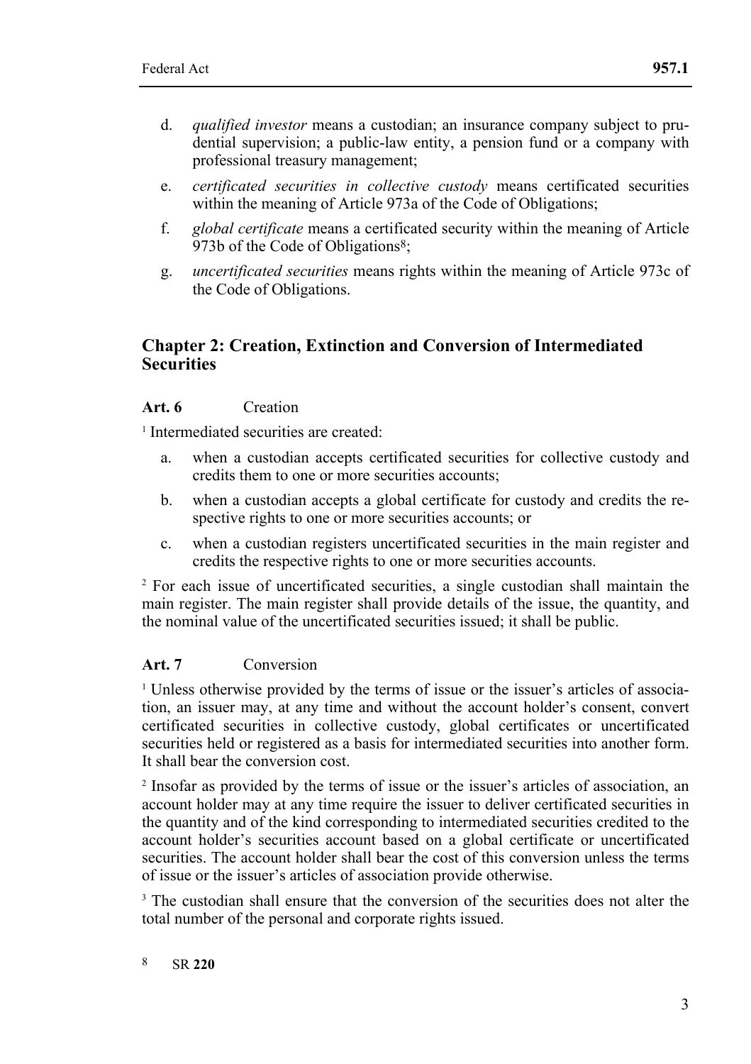d. *qualified investor* means a custodian; an insurance company subject to prudential supervision; a public-law entity, a pension fund or a company with professional treasury management;

e. *certificated securities in collective custody* means certificated securities within the meaning of Article 973a of the Code of Obligations;

f. *global certificate* means a certificated security within the meaning of Article 973b of the Code of Obligations[8];

g. *uncertificated securities* means rights within the meaning of Article 973c of the Code of Obligations.

## Chapter 2: Creation, Extinction and Conversion of Intermediated Securities

**Art. 6** Creation

[1] Intermediated securities are created:

a. when a custodian accepts certificated securities for collective custody and credits them to one or more securities accounts;

b. when a custodian accepts a global certificate for custody and credits the respective rights to one or more securities accounts; or

c. when a custodian registers uncertificated securities in the main register and credits the respective rights to one or more securities accounts.

[2] For each issue of uncertificated securities, a single custodian shall maintain the main register. The main register shall provide details of the issue, the quantity, and the nominal value of the uncertificated securities issued; it shall be public.

**Art. 7** Conversion

[1] Unless otherwise provided by the terms of issue or the issuer's articles of association, an issuer may, at any time and without the account holder's consent, convert certificated securities in collective custody, global certificates or uncertificated securities held or registered as a basis for intermediated securities into another form. It shall bear the conversion cost.

[2] Insofar as provided by the terms of issue or the issuer's articles of association, an account holder may at any time require the issuer to deliver certificated securities in the quantity and of the kind corresponding to intermediated securities credited to the account holder's securities account based on a global certificate or uncertificated securities. The account holder shall bear the cost of this conversion unless the terms of issue or the issuer's articles of association provide otherwise.

[3] The custodian shall ensure that the conversion of the securities does not alter the total number of the personal and corporate rights issued.

[8] SR **220**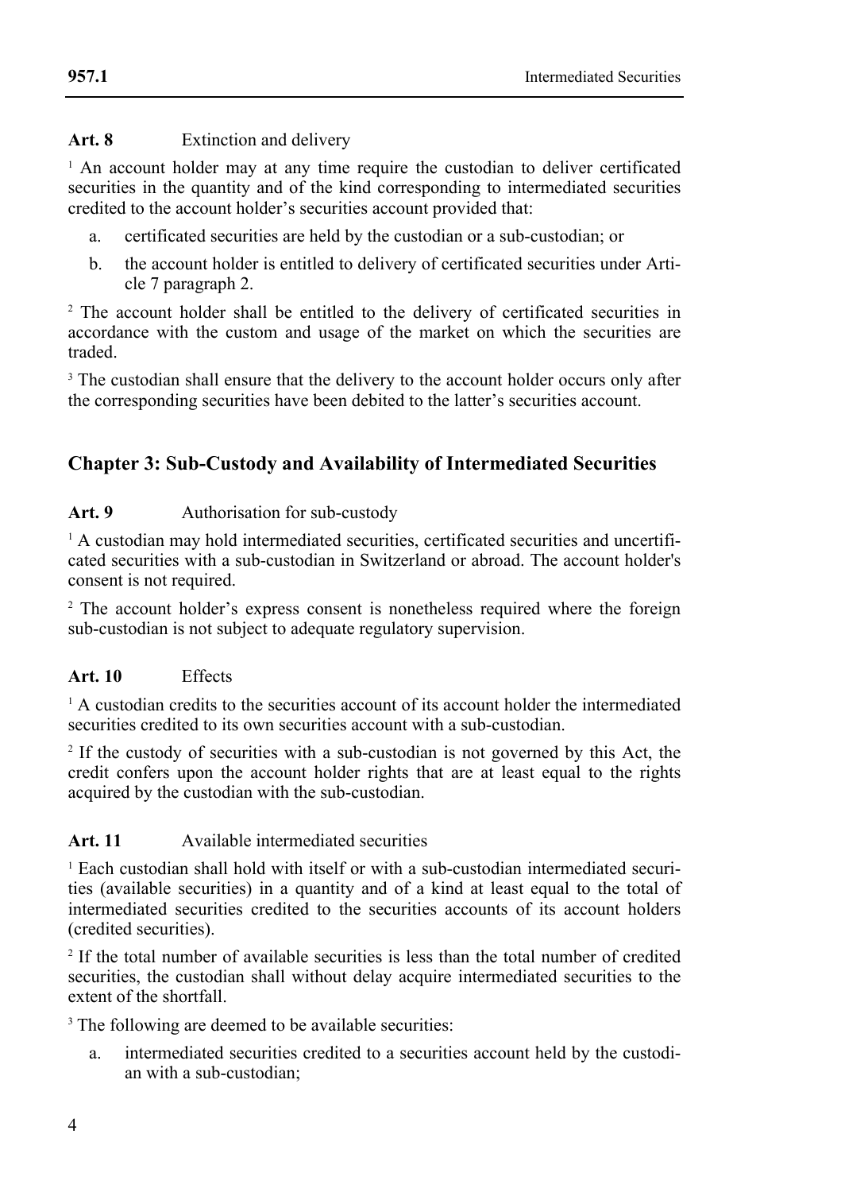**Art. 8** Extinction and delivery

[1] An account holder may at any time require the custodian to deliver certificated securities in the quantity and of the kind corresponding to intermediated securities credited to the account holder's securities account provided that:

a. certificated securities are held by the custodian or a sub-custodian; or
b. the account holder is entitled to delivery of certificated securities under Article 7 paragraph 2.

[2] The account holder shall be entitled to the delivery of certificated securities in accordance with the custom and usage of the market on which the securities are traded.

[3] The custodian shall ensure that the delivery to the account holder occurs only after the corresponding securities have been debited to the latter's securities account.

## Chapter 3: Sub-Custody and Availability of Intermediated Securities

**Art. 9** Authorisation for sub-custody

[1] A custodian may hold intermediated securities, certificated securities and uncertificated securities with a sub-custodian in Switzerland or abroad. The account holder's consent is not required.

[2] The account holder's express consent is nonetheless required where the foreign sub-custodian is not subject to adequate regulatory supervision.

**Art. 10** Effects

[1] A custodian credits to the securities account of its account holder the intermediated securities credited to its own securities account with a sub-custodian.

[2] If the custody of securities with a sub-custodian is not governed by this Act, the credit confers upon the account holder rights that are at least equal to the rights acquired by the custodian with the sub-custodian.

**Art. 11** Available intermediated securities

[1] Each custodian shall hold with itself or with a sub-custodian intermediated securities (available securities) in a quantity and of a kind at least equal to the total of intermediated securities credited to the securities accounts of its account holders (credited securities).

[2] If the total number of available securities is less than the total number of credited securities, the custodian shall without delay acquire intermediated securities to the extent of the shortfall.

[3] The following are deemed to be available securities:

a. intermediated securities credited to a securities account held by the custodian with a sub-custodian;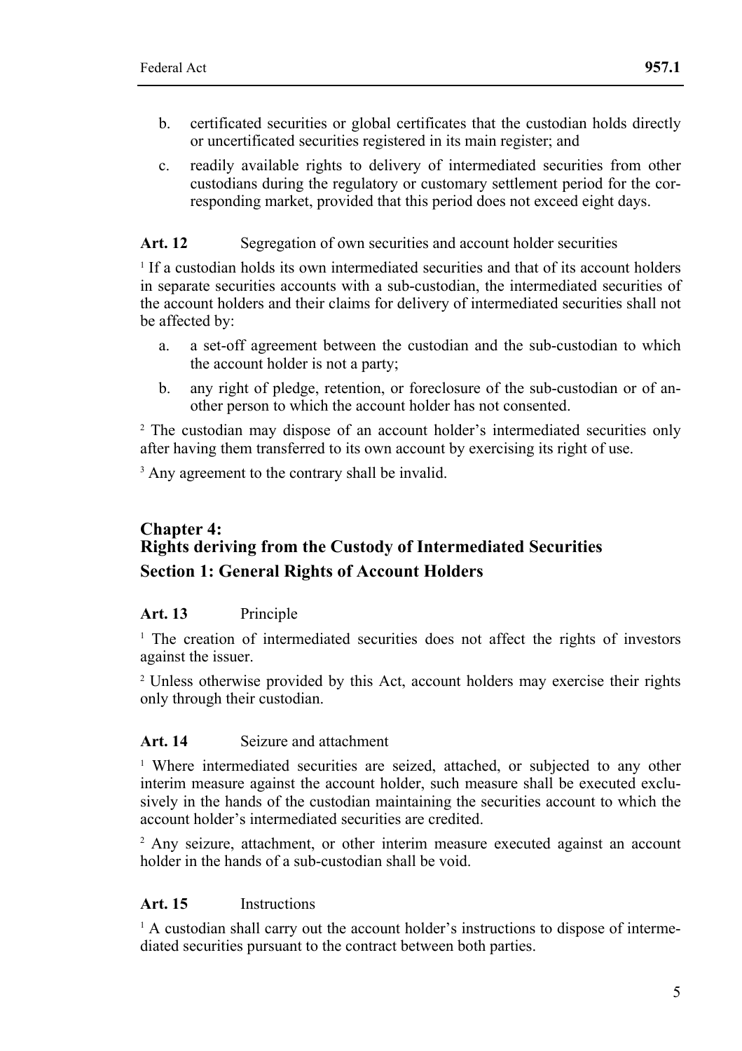b. certificated securities or global certificates that the custodian holds directly or uncertificated securities registered in its main register; and

c. readily available rights to delivery of intermediated securities from other custodians during the regulatory or customary settlement period for the corresponding market, provided that this period does not exceed eight days.

**Art. 12** Segregation of own securities and account holder securities

[1] If a custodian holds its own intermediated securities and that of its account holders in separate securities accounts with a sub-custodian, the intermediated securities of the account holders and their claims for delivery of intermediated securities shall not be affected by:

a. a set-off agreement between the custodian and the sub-custodian to which the account holder is not a party;

b. any right of pledge, retention, or foreclosure of the sub-custodian or of another person to which the account holder has not consented.

[2] The custodian may dispose of an account holder's intermediated securities only after having them transferred to its own account by exercising its right of use.

[3] Any agreement to the contrary shall be invalid.

## Chapter 4: Rights deriving from the Custody of Intermediated Securities

### Section 1: General Rights of Account Holders

**Art. 13** Principle

[1] The creation of intermediated securities does not affect the rights of investors against the issuer.

[2] Unless otherwise provided by this Act, account holders may exercise their rights only through their custodian.

**Art. 14** Seizure and attachment

[1] Where intermediated securities are seized, attached, or subjected to any other interim measure against the account holder, such measure shall be executed exclusively in the hands of the custodian maintaining the securities account to which the account holder's intermediated securities are credited.

[2] Any seizure, attachment, or other interim measure executed against an account holder in the hands of a sub-custodian shall be void.

**Art. 15** Instructions

[1] A custodian shall carry out the account holder's instructions to dispose of intermediated securities pursuant to the contract between both parties.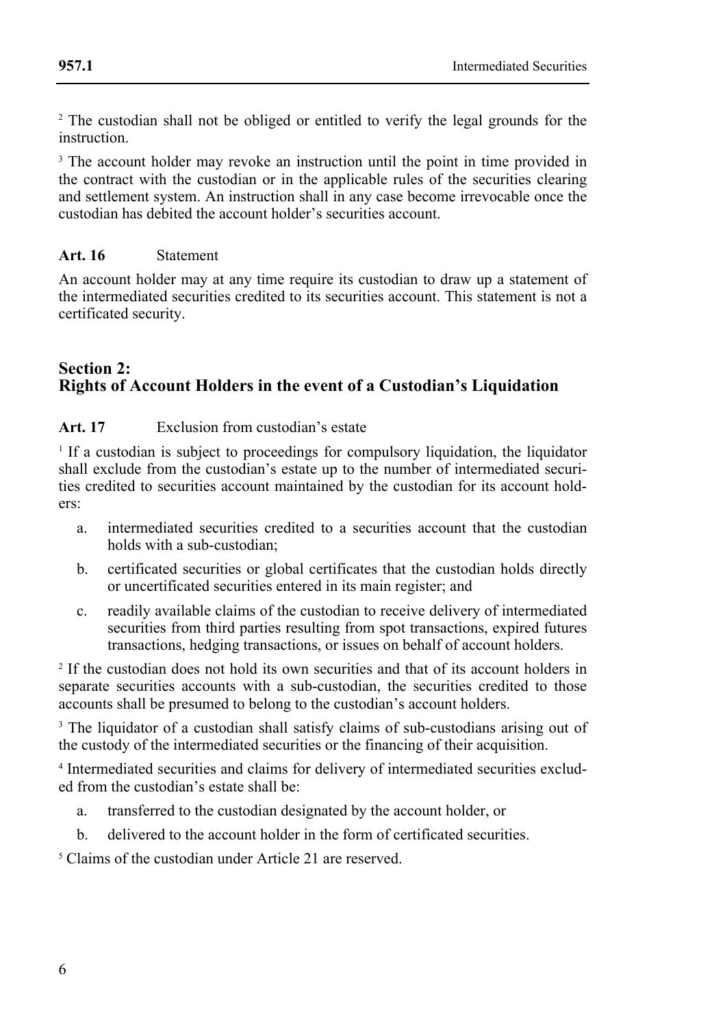[2] The custodian shall not be obliged or entitled to verify the legal grounds for the instruction.

[3] The account holder may revoke an instruction until the point in time provided in the contract with the custodian or in the applicable rules of the securities clearing and settlement system. An instruction shall in any case become irrevocable once the custodian has debited the account holder's securities account.

**Art. 16** Statement

An account holder may at any time require its custodian to draw up a statement of the intermediated securities credited to its securities account. This statement is not a certificated security.

## Section 2: Rights of Account Holders in the event of a Custodian's Liquidation

**Art. 17** Exclusion from custodian's estate

[1] If a custodian is subject to proceedings for compulsory liquidation, the liquidator shall exclude from the custodian's estate up to the number of intermediated securities credited to securities account maintained by the custodian for its account holders:

a. intermediated securities credited to a securities account that the custodian holds with a sub-custodian;

b. certificated securities or global certificates that the custodian holds directly or uncertificated securities entered in its main register; and

c. readily available claims of the custodian to receive delivery of intermediated securities from third parties resulting from spot transactions, expired futures transactions, hedging transactions, or issues on behalf of account holders.

[2] If the custodian does not hold its own securities and that of its account holders in separate securities accounts with a sub-custodian, the securities credited to those accounts shall be presumed to belong to the custodian's account holders.

[3] The liquidator of a custodian shall satisfy claims of sub-custodians arising out of the custody of the intermediated securities or the financing of their acquisition.

[4] Intermediated securities and claims for delivery of intermediated securities excluded from the custodian's estate shall be:

a. transferred to the custodian designated by the account holder, or

b. delivered to the account holder in the form of certificated securities.

[5] Claims of the custodian under Article 21 are reserved.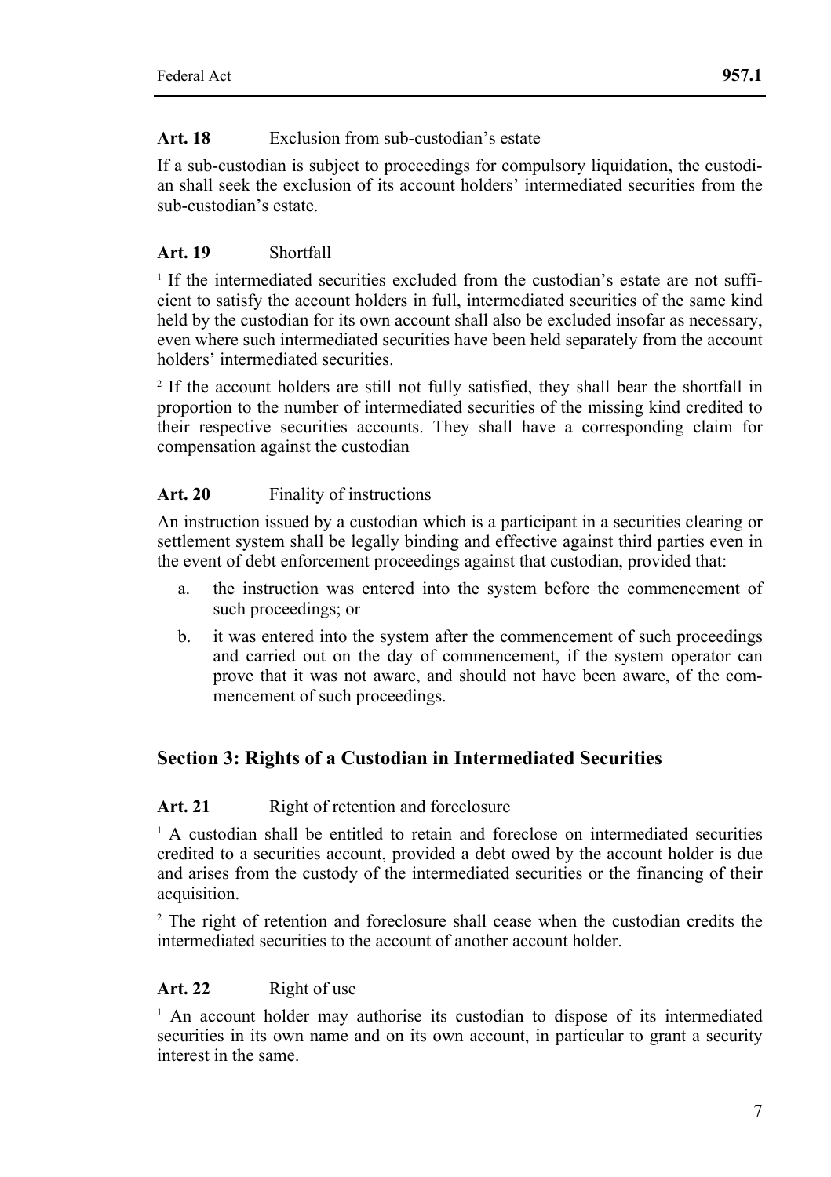**Art. 18** Exclusion from sub-custodian's estate

If a sub-custodian is subject to proceedings for compulsory liquidation, the custodian shall seek the exclusion of its account holders' intermediated securities from the sub-custodian's estate.

**Art. 19** Shortfall

[1] If the intermediated securities excluded from the custodian's estate are not sufficient to satisfy the account holders in full, intermediated securities of the same kind held by the custodian for its own account shall also be excluded insofar as necessary, even where such intermediated securities have been held separately from the account holders' intermediated securities.

[2] If the account holders are still not fully satisfied, they shall bear the shortfall in proportion to the number of intermediated securities of the missing kind credited to their respective securities accounts. They shall have a corresponding claim for compensation against the custodian

**Art. 20** Finality of instructions

An instruction issued by a custodian which is a participant in a securities clearing or settlement system shall be legally binding and effective against third parties even in the event of debt enforcement proceedings against that custodian, provided that:

a. the instruction was entered into the system before the commencement of such proceedings; or
b. it was entered into the system after the commencement of such proceedings and carried out on the day of commencement, if the system operator can prove that it was not aware, and should not have been aware, of the commencement of such proceedings.

## Section 3: Rights of a Custodian in Intermediated Securities

**Art. 21** Right of retention and foreclosure

[1] A custodian shall be entitled to retain and foreclose on intermediated securities credited to a securities account, provided a debt owed by the account holder is due and arises from the custody of the intermediated securities or the financing of their acquisition.

[2] The right of retention and foreclosure shall cease when the custodian credits the intermediated securities to the account of another account holder.

**Art. 22** Right of use

[1] An account holder may authorise its custodian to dispose of its intermediated securities in its own name and on its own account, in particular to grant a security interest in the same.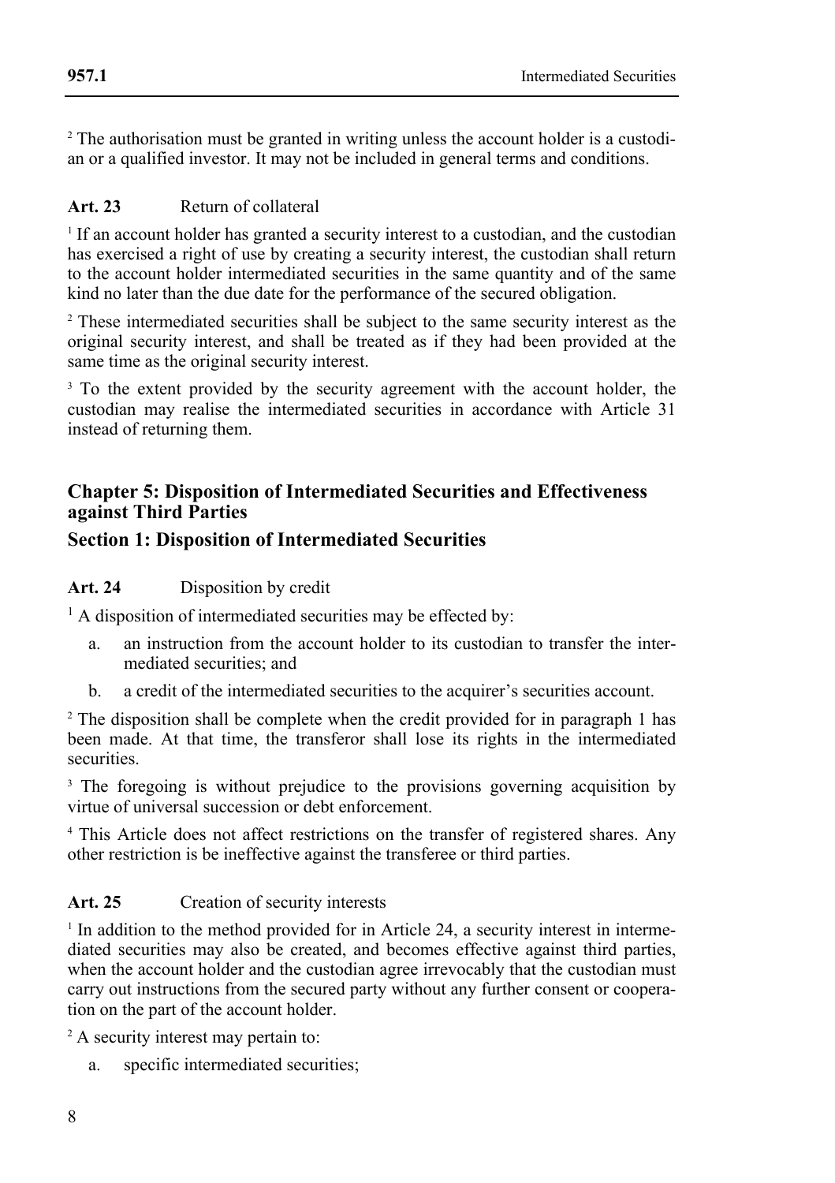[2] The authorisation must be granted in writing unless the account holder is a custodian or a qualified investor. It may not be included in general terms and conditions.

**Art. 23** Return of collateral

[1] If an account holder has granted a security interest to a custodian, and the custodian has exercised a right of use by creating a security interest, the custodian shall return to the account holder intermediated securities in the same quantity and of the same kind no later than the due date for the performance of the secured obligation.

[2] These intermediated securities shall be subject to the same security interest as the original security interest, and shall be treated as if they had been provided at the same time as the original security interest.

[3] To the extent provided by the security agreement with the account holder, the custodian may realise the intermediated securities in accordance with Article 31 instead of returning them.

## Chapter 5: Disposition of Intermediated Securities and Effectiveness against Third Parties

### Section 1: Disposition of Intermediated Securities

**Art. 24** Disposition by credit

[1] A disposition of intermediated securities may be effected by:

a. an instruction from the account holder to its custodian to transfer the intermediated securities; and

b. a credit of the intermediated securities to the acquirer's securities account.

[2] The disposition shall be complete when the credit provided for in paragraph 1 has been made. At that time, the transferor shall lose its rights in the intermediated securities.

[3] The foregoing is without prejudice to the provisions governing acquisition by virtue of universal succession or debt enforcement.

[4] This Article does not affect restrictions on the transfer of registered shares. Any other restriction is be ineffective against the transferee or third parties.

**Art. 25** Creation of security interests

[1] In addition to the method provided for in Article 24, a security interest in intermediated securities may also be created, and becomes effective against third parties, when the account holder and the custodian agree irrevocably that the custodian must carry out instructions from the secured party without any further consent or cooperation on the part of the account holder.

[2] A security interest may pertain to:

a. specific intermediated securities;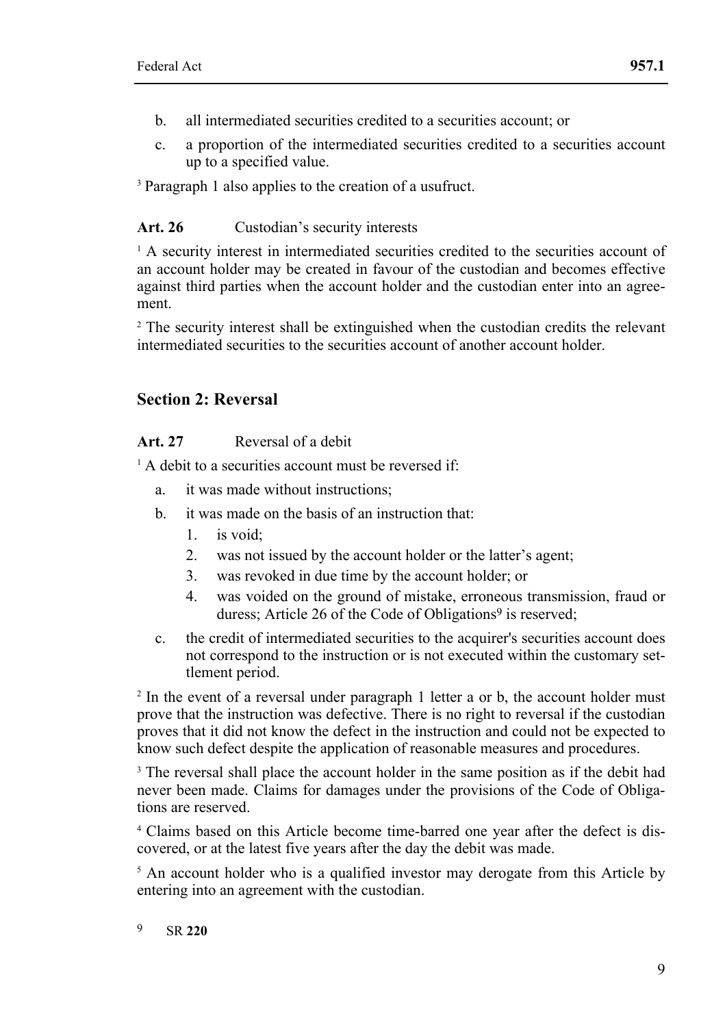b. all intermediated securities credited to a securities account; or

c. a proportion of the intermediated securities credited to a securities account up to a specified value.

[3] Paragraph 1 also applies to the creation of a usufruct.

**Art. 26** Custodian's security interests

[1] A security interest in intermediated securities credited to the securities account of an account holder may be created in favour of the custodian and becomes effective against third parties when the account holder and the custodian enter into an agreement.

[2] The security interest shall be extinguished when the custodian credits the relevant intermediated securities to the securities account of another account holder.

## Section 2: Reversal

**Art. 27** Reversal of a debit

[1] A debit to a securities account must be reversed if:

a. it was made without instructions;

b. it was made on the basis of an instruction that:
   1. is void;
   2. was not issued by the account holder or the latter's agent;
   3. was revoked in due time by the account holder; or
   4. was voided on the ground of mistake, erroneous transmission, fraud or duress; Article 26 of the Code of Obligations[9] is reserved;

c. the credit of intermediated securities to the acquirer's securities account does not correspond to the instruction or is not executed within the customary settlement period.

[2] In the event of a reversal under paragraph 1 letter a or b, the account holder must prove that the instruction was defective. There is no right to reversal if the custodian proves that it did not know the defect in the instruction and could not be expected to know such defect despite the application of reasonable measures and procedures.

[3] The reversal shall place the account holder in the same position as if the debit had never been made. Claims for damages under the provisions of the Code of Obligations are reserved.

[4] Claims based on this Article become time-barred one year after the defect is discovered, or at the latest five years after the day the debit was made.

[5] An account holder who is a qualified investor may derogate from this Article by entering into an agreement with the custodian.

[9] SR **220**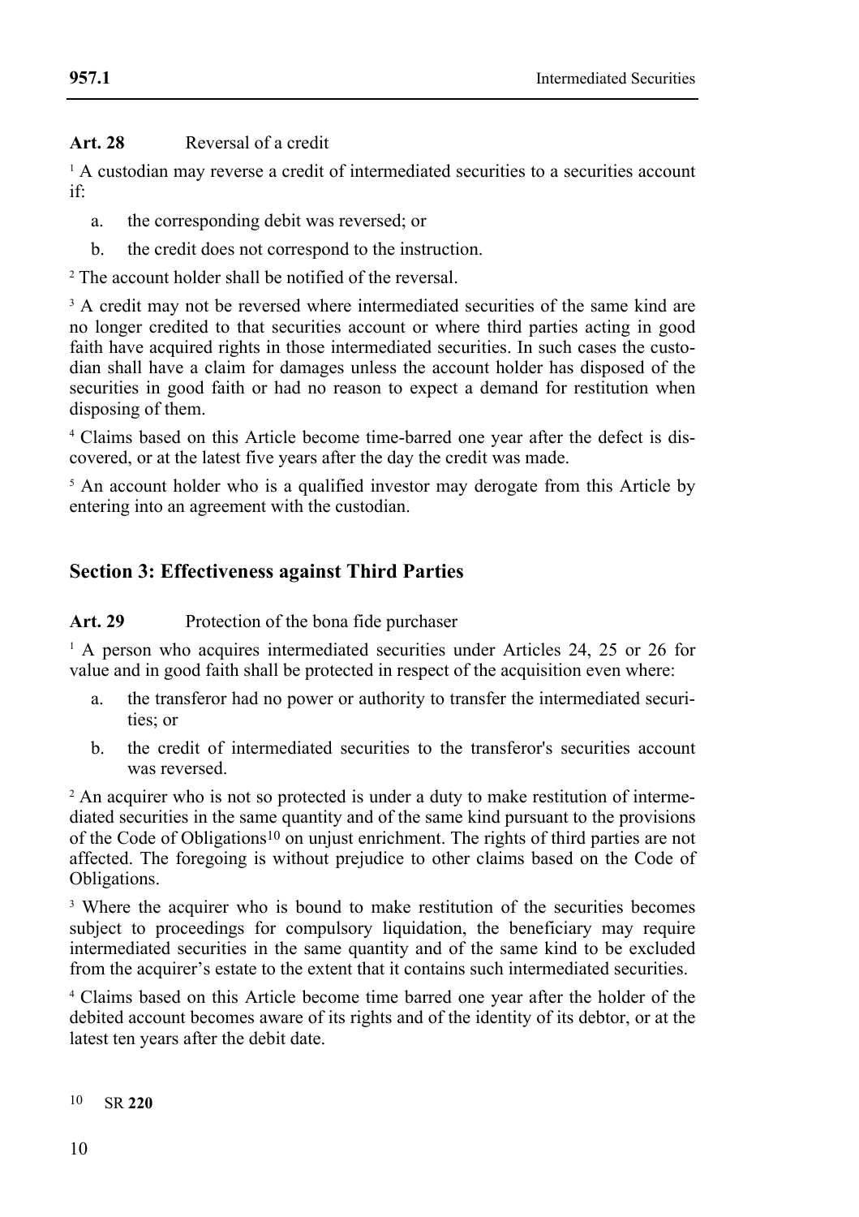**Art. 28** Reversal of a credit

[1] A custodian may reverse a credit of intermediated securities to a securities account if:

a. the corresponding debit was reversed; or

b. the credit does not correspond to the instruction.

[2] The account holder shall be notified of the reversal.

[3] A credit may not be reversed where intermediated securities of the same kind are no longer credited to that securities account or where third parties acting in good faith have acquired rights in those intermediated securities. In such cases the custodian shall have a claim for damages unless the account holder has disposed of the securities in good faith or had no reason to expect a demand for restitution when disposing of them.

[4] Claims based on this Article become time-barred one year after the defect is discovered, or at the latest five years after the day the credit was made.

[5] An account holder who is a qualified investor may derogate from this Article by entering into an agreement with the custodian.

## Section 3: Effectiveness against Third Parties

**Art. 29** Protection of the bona fide purchaser

[1] A person who acquires intermediated securities under Articles 24, 25 or 26 for value and in good faith shall be protected in respect of the acquisition even where:

a. the transferor had no power or authority to transfer the intermediated securities; or

b. the credit of intermediated securities to the transferor's securities account was reversed.

[2] An acquirer who is not so protected is under a duty to make restitution of intermediated securities in the same quantity and of the same kind pursuant to the provisions of the Code of Obligations[10] on unjust enrichment. The rights of third parties are not affected. The foregoing is without prejudice to other claims based on the Code of Obligations.

[3] Where the acquirer who is bound to make restitution of the securities becomes subject to proceedings for compulsory liquidation, the beneficiary may require intermediated securities in the same quantity and of the same kind to be excluded from the acquirer's estate to the extent that it contains such intermediated securities.

[4] Claims based on this Article become time barred one year after the holder of the debited account becomes aware of its rights and of the identity of its debtor, or at the latest ten years after the debit date.

[10] SR **220**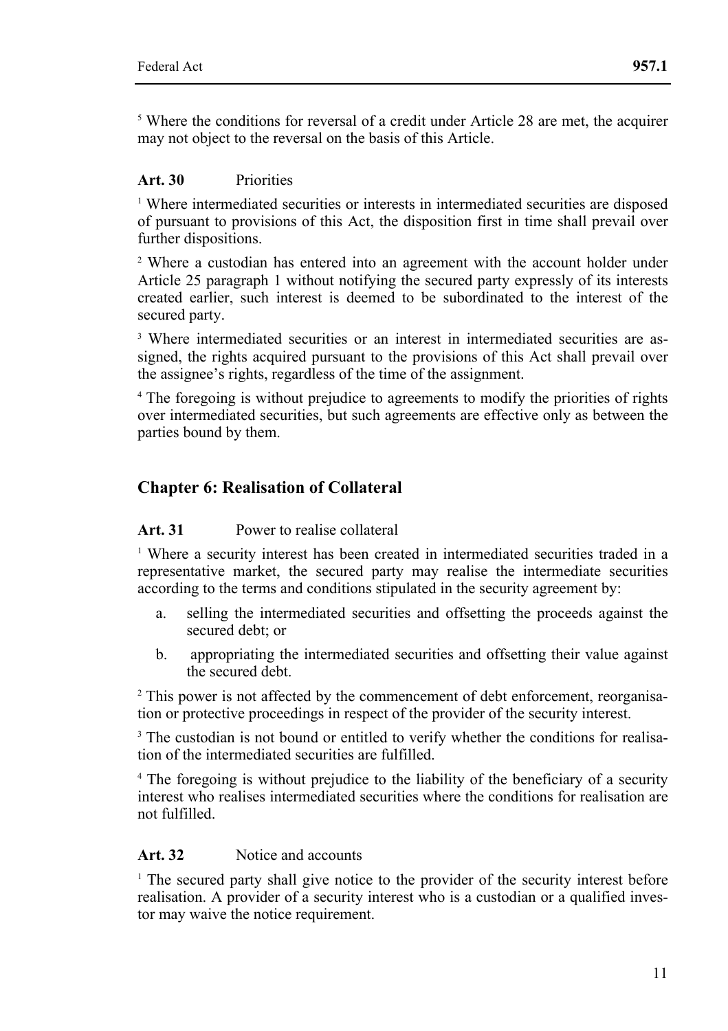[5] Where the conditions for reversal of a credit under Article 28 are met, the acquirer may not object to the reversal on the basis of this Article.

**Art. 30** Priorities

[1] Where intermediated securities or interests in intermediated securities are disposed of pursuant to provisions of this Act, the disposition first in time shall prevail over further dispositions.

[2] Where a custodian has entered into an agreement with the account holder under Article 25 paragraph 1 without notifying the secured party expressly of its interests created earlier, such interest is deemed to be subordinated to the interest of the secured party.

[3] Where intermediated securities or an interest in intermediated securities are assigned, the rights acquired pursuant to the provisions of this Act shall prevail over the assignee's rights, regardless of the time of the assignment.

[4] The foregoing is without prejudice to agreements to modify the priorities of rights over intermediated securities, but such agreements are effective only as between the parties bound by them.

## Chapter 6: Realisation of Collateral

**Art. 31** Power to realise collateral

[1] Where a security interest has been created in intermediated securities traded in a representative market, the secured party may realise the intermediate securities according to the terms and conditions stipulated in the security agreement by:

a. selling the intermediated securities and offsetting the proceeds against the secured debt; or

b. appropriating the intermediated securities and offsetting their value against the secured debt.

[2] This power is not affected by the commencement of debt enforcement, reorganisation or protective proceedings in respect of the provider of the security interest.

[3] The custodian is not bound or entitled to verify whether the conditions for realisation of the intermediated securities are fulfilled.

[4] The foregoing is without prejudice to the liability of the beneficiary of a security interest who realises intermediated securities where the conditions for realisation are not fulfilled.

**Art. 32** Notice and accounts

[1] The secured party shall give notice to the provider of the security interest before realisation. A provider of a security interest who is a custodian or a qualified investor may waive the notice requirement.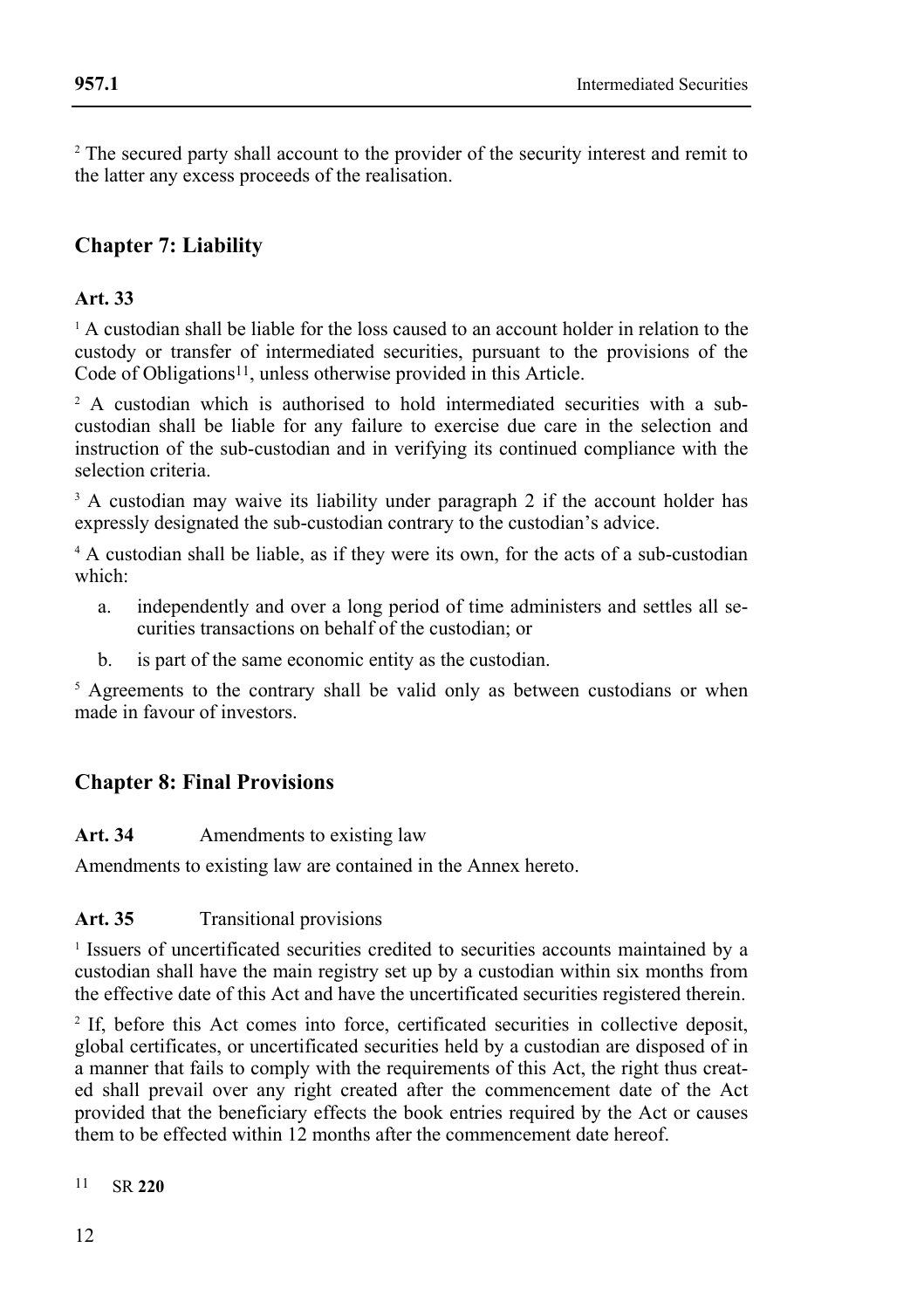[2] The secured party shall account to the provider of the security interest and remit to the latter any excess proceeds of the realisation.

## Chapter 7: Liability

### Art. 33

[1] A custodian shall be liable for the loss caused to an account holder in relation to the custody or transfer of intermediated securities, pursuant to the provisions of the Code of Obligations[11], unless otherwise provided in this Article.

[2] A custodian which is authorised to hold intermediated securities with a sub-custodian shall be liable for any failure to exercise due care in the selection and instruction of the sub-custodian and in verifying its continued compliance with the selection criteria.

[3] A custodian may waive its liability under paragraph 2 if the account holder has expressly designated the sub-custodian contrary to the custodian's advice.

[4] A custodian shall be liable, as if they were its own, for the acts of a sub-custodian which:

a. independently and over a long period of time administers and settles all securities transactions on behalf of the custodian; or

b. is part of the same economic entity as the custodian.

[5] Agreements to the contrary shall be valid only as between custodians or when made in favour of investors.

## Chapter 8: Final Provisions

### Art. 34 Amendments to existing law

Amendments to existing law are contained in the Annex hereto.

### Art. 35 Transitional provisions

[1] Issuers of uncertificated securities credited to securities accounts maintained by a custodian shall have the main registry set up by a custodian within six months from the effective date of this Act and have the uncertificated securities registered therein.

[2] If, before this Act comes into force, certificated securities in collective deposit, global certificates, or uncertificated securities held by a custodian are disposed of in a manner that fails to comply with the requirements of this Act, the right thus created shall prevail over any right created after the commencement date of the Act provided that the beneficiary effects the book entries required by the Act or causes them to be effected within 12 months after the commencement date hereof.

[11] SR **220**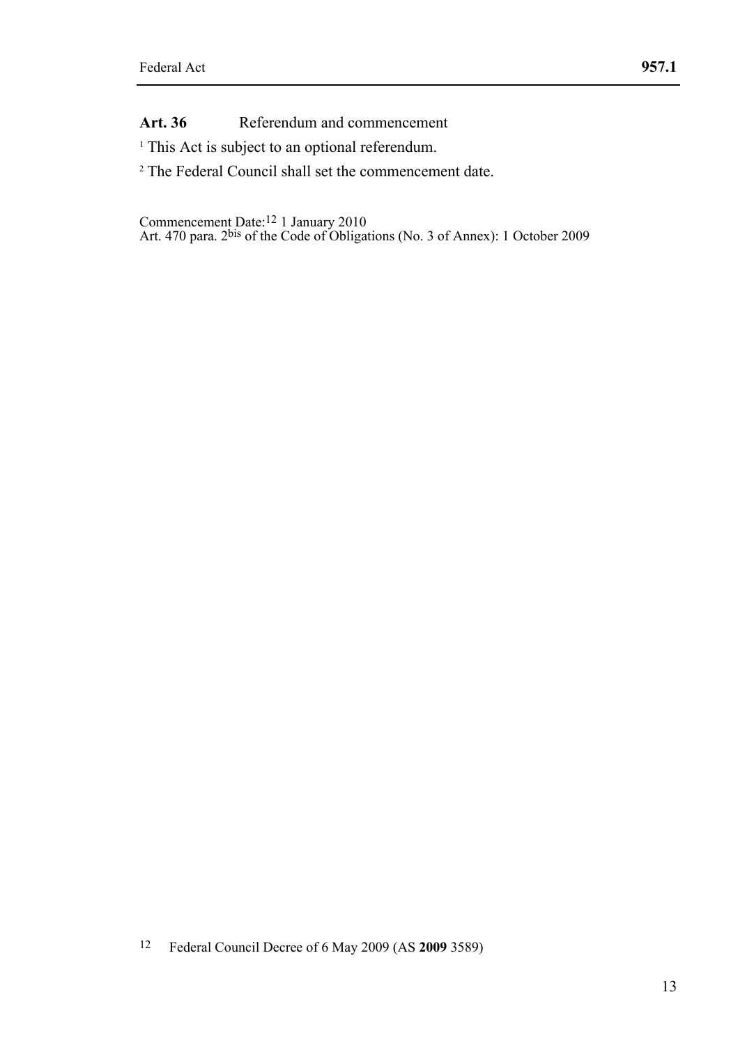**Art. 36** Referendum and commencement

[1] This Act is subject to an optional referendum.

[2] The Federal Council shall set the commencement date.

Commencement Date:[12] 1 January 2010
Art. 470 para. 2bis of the Code of Obligations (No. 3 of Annex): 1 October 2009

[12] Federal Council Decree of 6 May 2009 (AS **2009** 3589)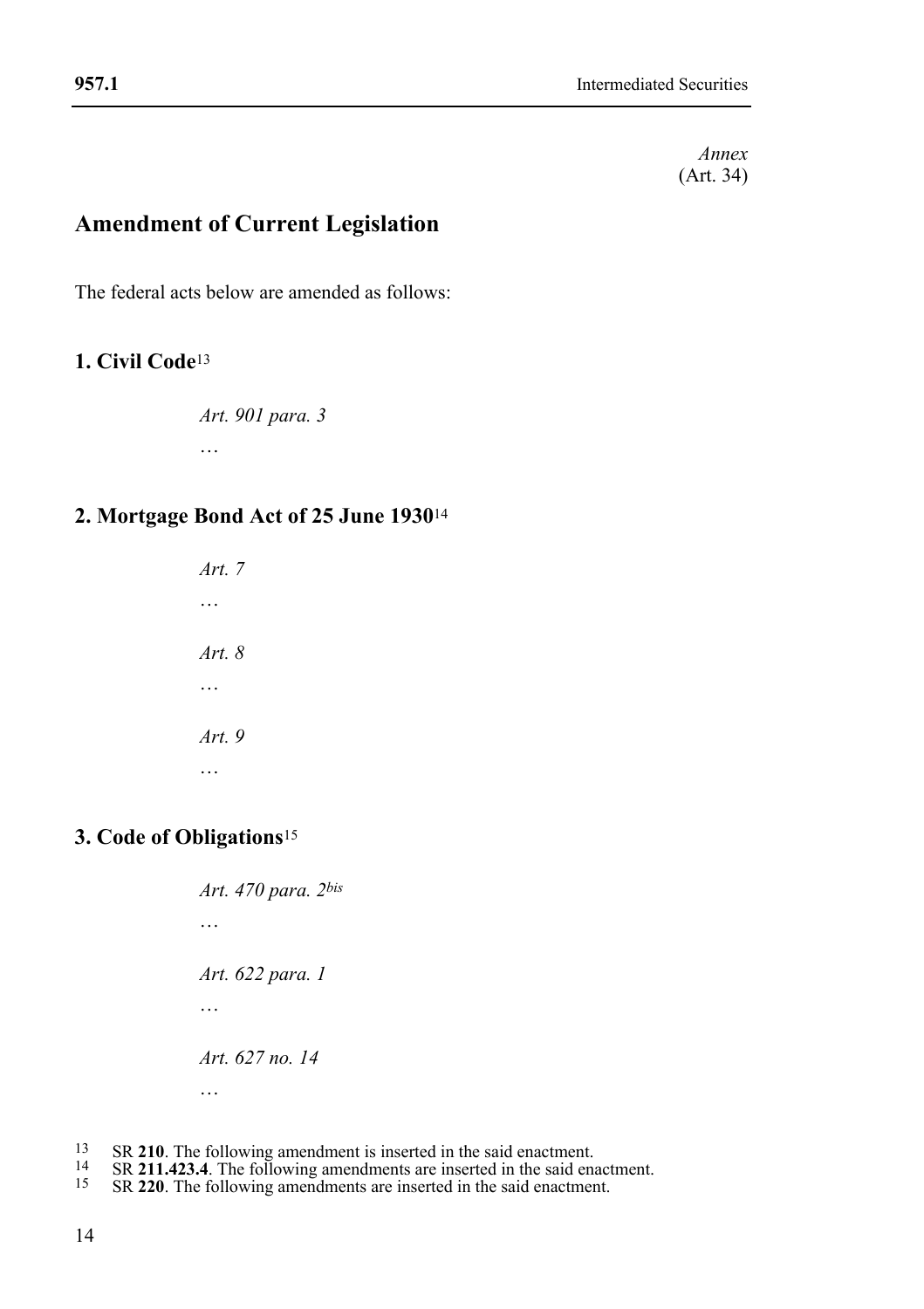*Annex*
(Art. 34)

## Amendment of Current Legislation

The federal acts below are amended as follows:

### 1. Civil Code[13]

*Art. 901 para. 3*

…

### 2. Mortgage Bond Act of 25 June 1930[14]

*Art. 7*

…

*Art. 8*

…

*Art. 9*

…

### 3. Code of Obligations[15]

*Art. 470 para. 2bis*

…

*Art. 622 para. 1*

…

*Art. 627 no. 14*

…

[13] SR **210**. The following amendment is inserted in the said enactment.
[14] SR **211.423.4**. The following amendments are inserted in the said enactment.
[15] SR **220**. The following amendments are inserted in the said enactment.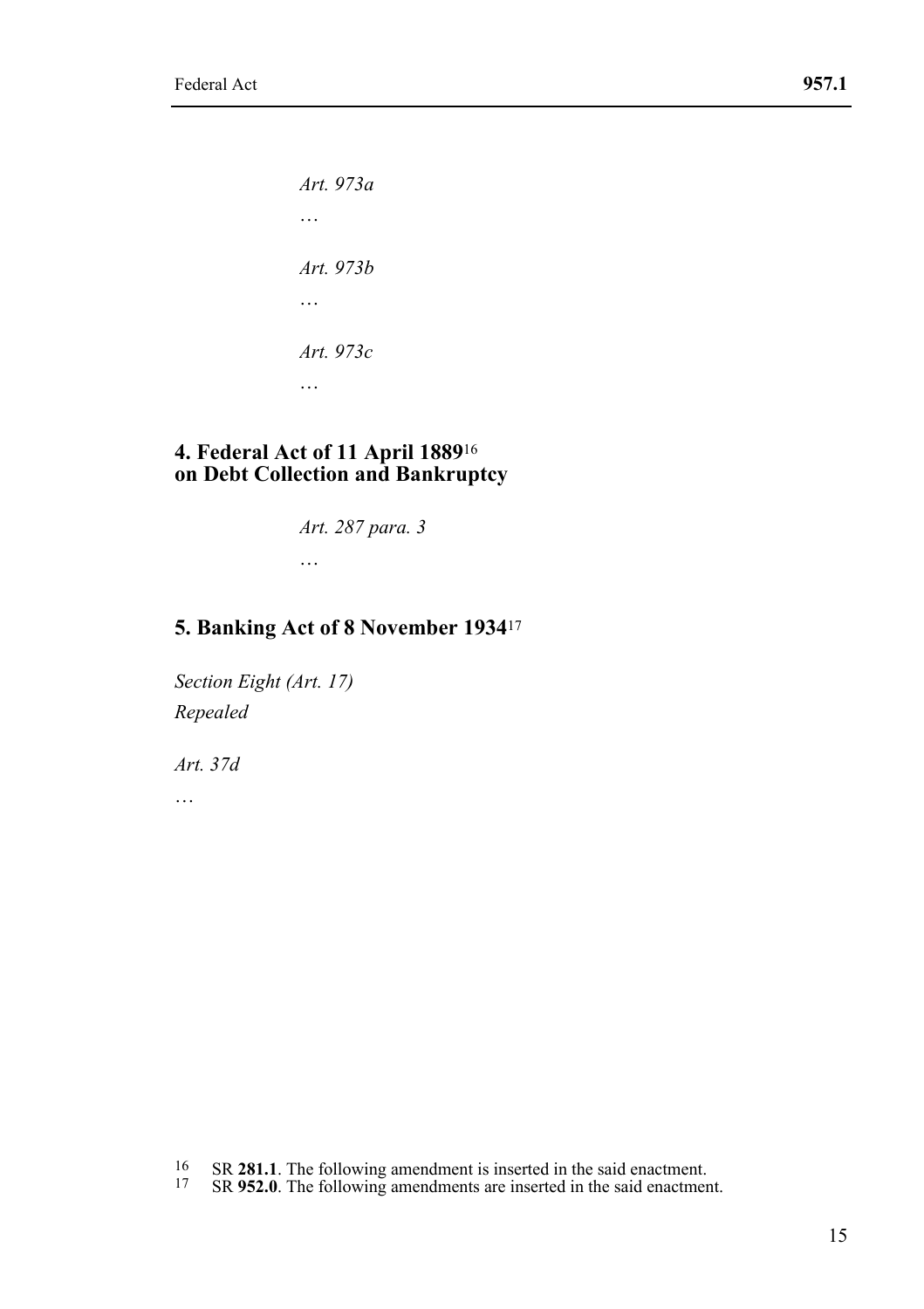*Art. 973a*

…

*Art. 973b*

…

*Art. 973c*

…

## 4. Federal Act of 11 April 1889[16] on Debt Collection and Bankruptcy

*Art. 287 para. 3*

…

## 5. Banking Act of 8 November 1934[17]

*Section Eight (Art. 17)*

*Repealed*

*Art. 37d*

…

[16] SR **281.1**. The following amendment is inserted in the said enactment.

[17] SR **952.0**. The following amendments are inserted in the said enactment.